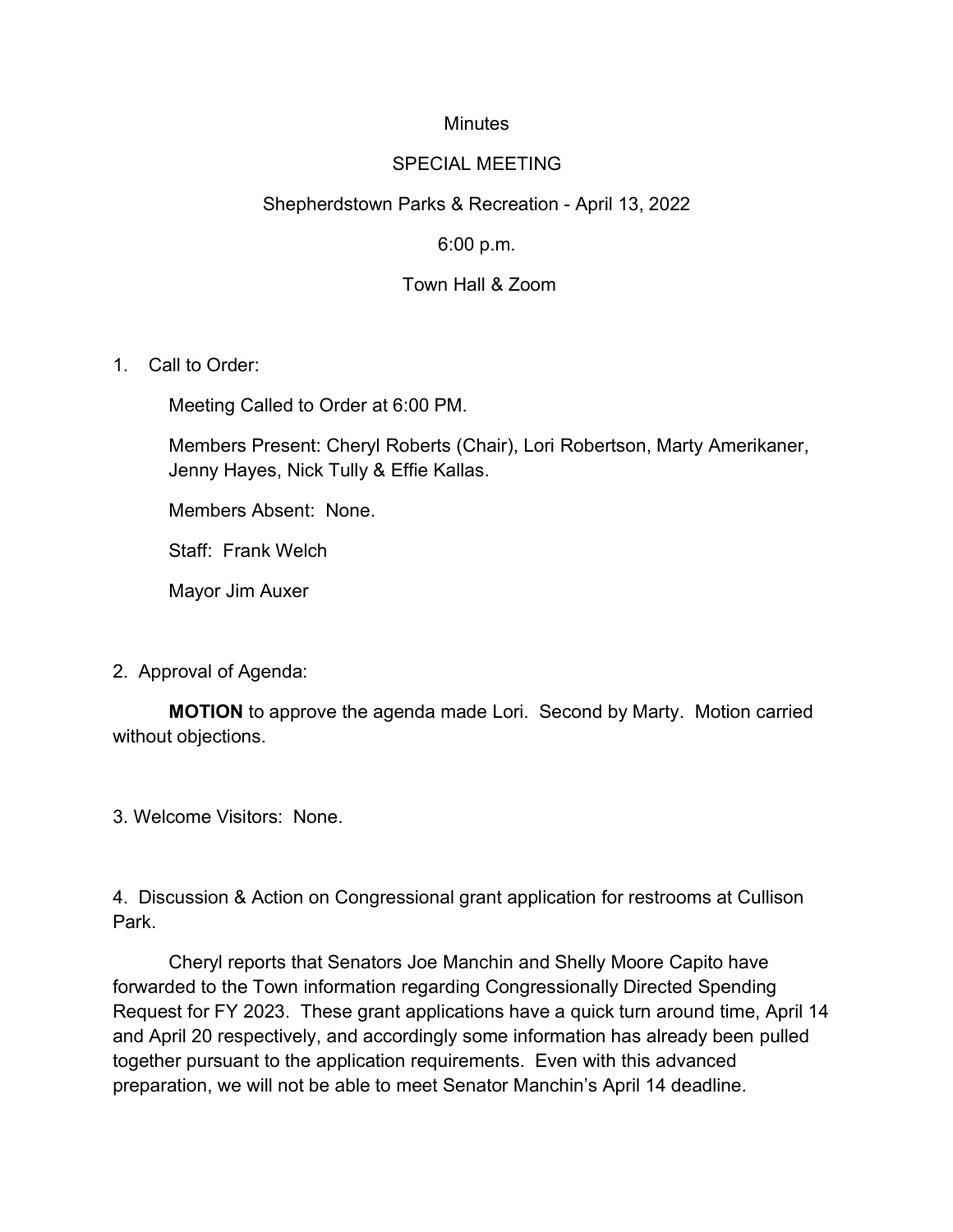Minutes

SPECIAL MEETING

Shepherdstown Parks & Recreation - April 13, 2022

6:00 p.m.

Town Hall & Zoom

1. Call to Order:

   Meeting Called to Order at 6:00 PM.

   Members Present: Cheryl Roberts (Chair), Lori Robertson, Marty Amerikaner, Jenny Hayes, Nick Tully & Effie Kallas.

   Members Absent: None.

   Staff: Frank Welch

   Mayor Jim Auxer

2. Approval of Agenda:

   **MOTION** to approve the agenda made Lori. Second by Marty. Motion carried without objections.

3. Welcome Visitors: None.

4. Discussion & Action on Congressional grant application for restrooms at Cullison Park.

   Cheryl reports that Senators Joe Manchin and Shelly Moore Capito have forwarded to the Town information regarding Congressionally Directed Spending Request for FY 2023. These grant applications have a quick turn around time, April 14 and April 20 respectively, and accordingly some information has already been pulled together pursuant to the application requirements. Even with this advanced preparation, we will not be able to meet Senator Manchin's April 14 deadline.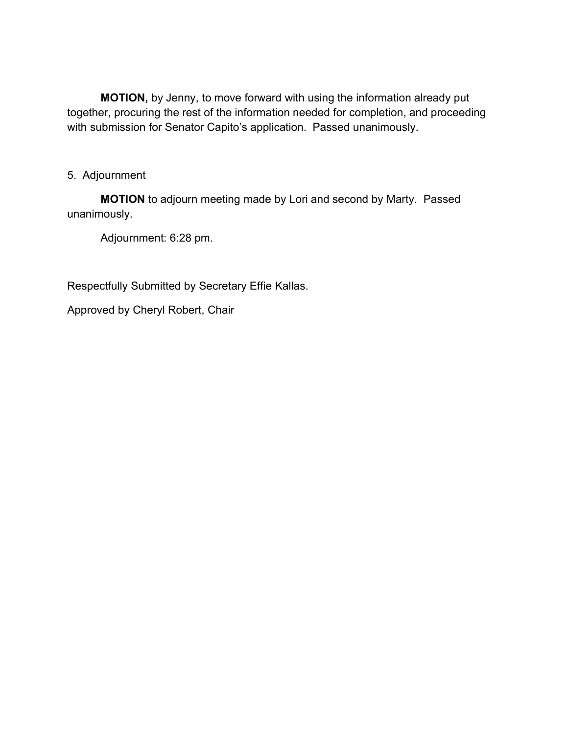**MOTION,** by Jenny, to move forward with using the information already put together, procuring the rest of the information needed for completion, and proceeding with submission for Senator Capito's application. Passed unanimously.

5. Adjournment

**MOTION** to adjourn meeting made by Lori and second by Marty. Passed unanimously.

Adjournment: 6:28 pm.

Respectfully Submitted by Secretary Effie Kallas.

Approved by Cheryl Robert, Chair